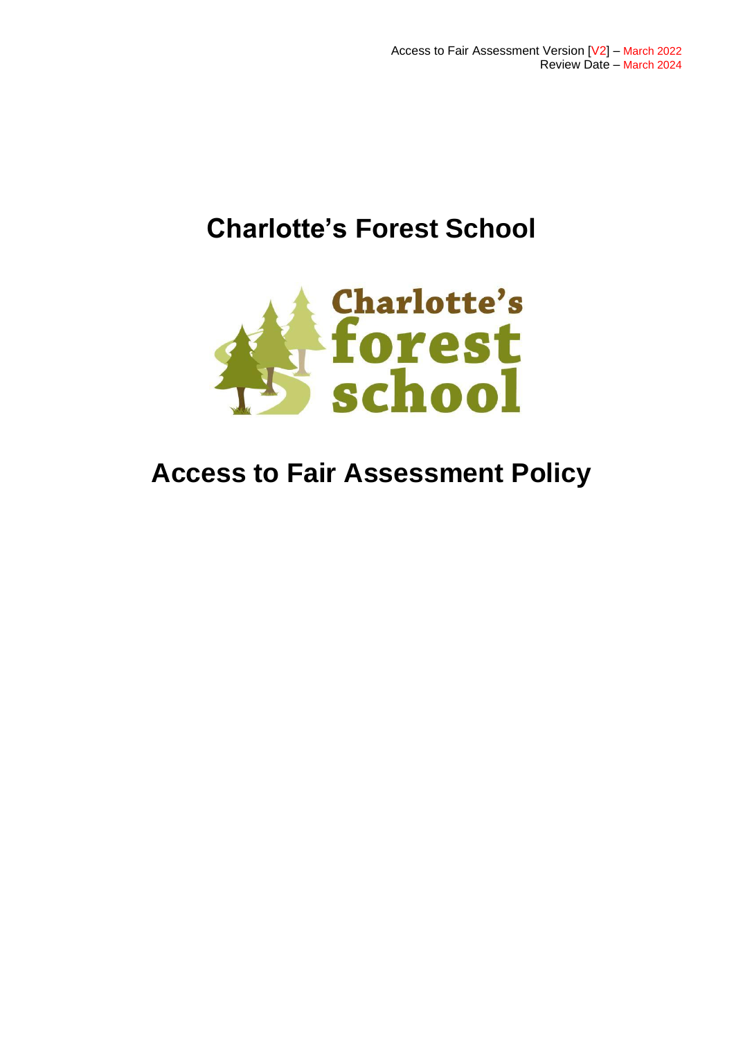Access to Fair Assessment Version [V2] – March 2022
Review Date – March 2024

# Charlotte's Forest School

# Access to Fair Assessment Policy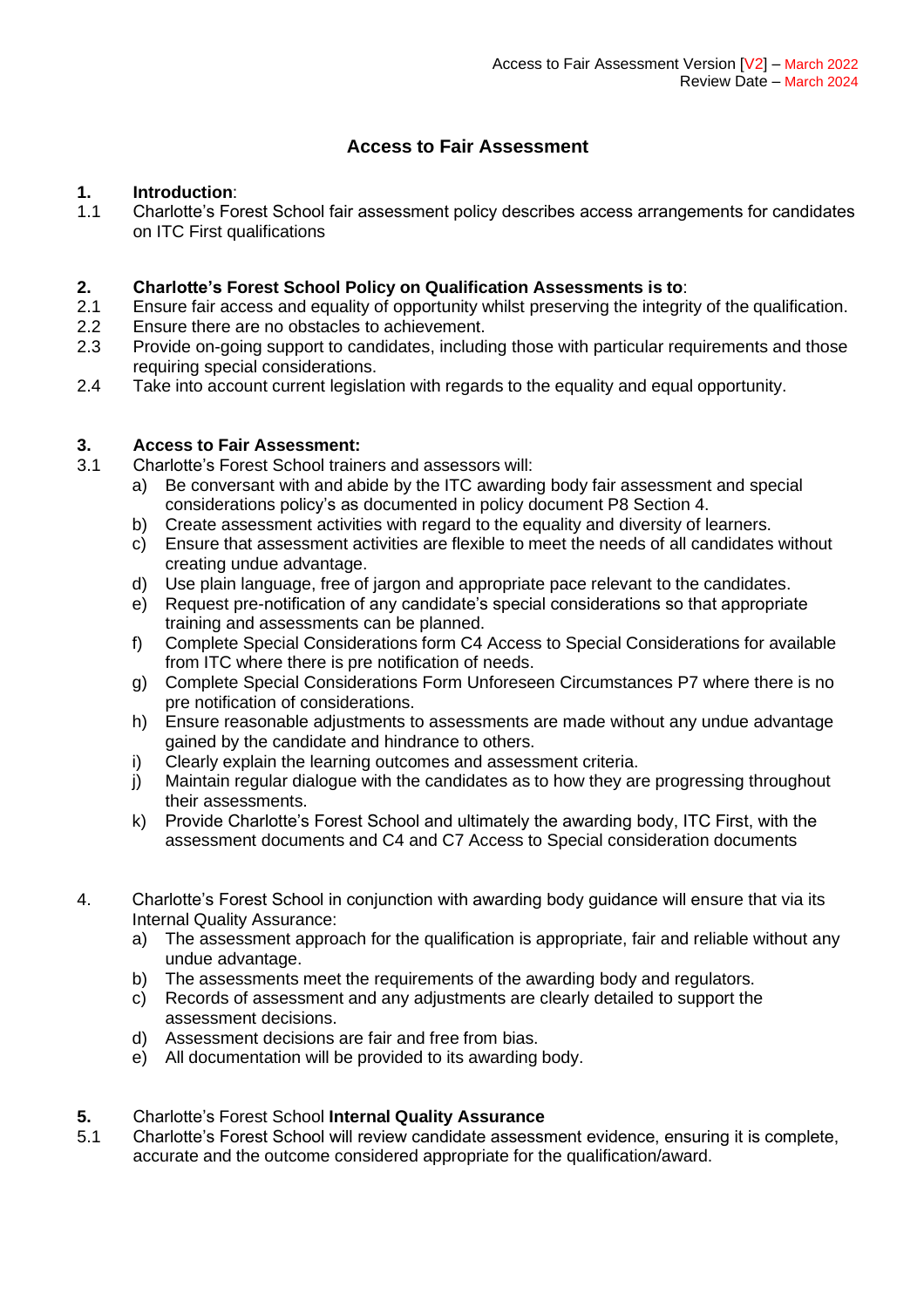Access to Fair Assessment Version [V2] – March 2022
Review Date – March 2024

# Access to Fair Assessment

**1. Introduction**:

1.1 Charlotte's Forest School fair assessment policy describes access arrangements for candidates on ITC First qualifications

**2. Charlotte's Forest School Policy on Qualification Assessments is to**:

2.1 Ensure fair access and equality of opportunity whilst preserving the integrity of the qualification.

2.2 Ensure there are no obstacles to achievement.

2.3 Provide on-going support to candidates, including those with particular requirements and those requiring special considerations.

2.4 Take into account current legislation with regards to the equality and equal opportunity.

**3. Access to Fair Assessment:**

3.1 Charlotte's Forest School trainers and assessors will:

a) Be conversant with and abide by the ITC awarding body fair assessment and special considerations policy's as documented in policy document P8 Section 4.
b) Create assessment activities with regard to the equality and diversity of learners.
c) Ensure that assessment activities are flexible to meet the needs of all candidates without creating undue advantage.
d) Use plain language, free of jargon and appropriate pace relevant to the candidates.
e) Request pre-notification of any candidate's special considerations so that appropriate training and assessments can be planned.
f) Complete Special Considerations form C4 Access to Special Considerations for available from ITC where there is pre notification of needs.
g) Complete Special Considerations Form Unforeseen Circumstances P7 where there is no pre notification of considerations.
h) Ensure reasonable adjustments to assessments are made without any undue advantage gained by the candidate and hindrance to others.
i) Clearly explain the learning outcomes and assessment criteria.
j) Maintain regular dialogue with the candidates as to how they are progressing throughout their assessments.
k) Provide Charlotte's Forest School and ultimately the awarding body, ITC First, with the assessment documents and C4 and C7 Access to Special consideration documents

4. Charlotte's Forest School in conjunction with awarding body guidance will ensure that via its Internal Quality Assurance:

a) The assessment approach for the qualification is appropriate, fair and reliable without any undue advantage.
b) The assessments meet the requirements of the awarding body and regulators.
c) Records of assessment and any adjustments are clearly detailed to support the assessment decisions.
d) Assessment decisions are fair and free from bias.
e) All documentation will be provided to its awarding body.

**5.** Charlotte's Forest School **Internal Quality Assurance**

5.1 Charlotte's Forest School will review candidate assessment evidence, ensuring it is complete, accurate and the outcome considered appropriate for the qualification/award.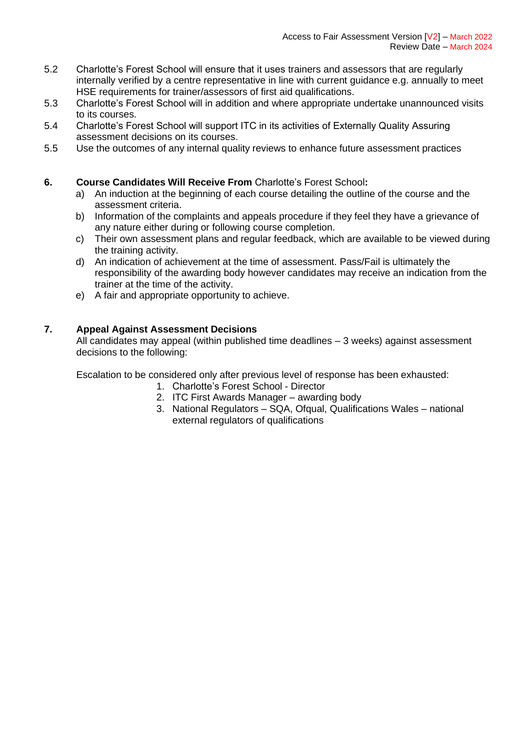5.2 Charlotte's Forest School will ensure that it uses trainers and assessors that are regularly internally verified by a centre representative in line with current guidance e.g. annually to meet HSE requirements for trainer/assessors of first aid qualifications.

5.3 Charlotte's Forest School will in addition and where appropriate undertake unannounced visits to its courses.

5.4 Charlotte's Forest School will support ITC in its activities of Externally Quality Assuring assessment decisions on its courses.

5.5 Use the outcomes of any internal quality reviews to enhance future assessment practices

## 6. **Course Candidates Will Receive From** Charlotte's Forest School**:**

a) An induction at the beginning of each course detailing the outline of the course and the assessment criteria.

b) Information of the complaints and appeals procedure if they feel they have a grievance of any nature either during or following course completion.

c) Their own assessment plans and regular feedback, which are available to be viewed during the training activity.

d) An indication of achievement at the time of assessment. Pass/Fail is ultimately the responsibility of the awarding body however candidates may receive an indication from the trainer at the time of the activity.

e) A fair and appropriate opportunity to achieve.

## 7. **Appeal Against Assessment Decisions**

All candidates may appeal (within published time deadlines – 3 weeks) against assessment decisions to the following:

Escalation to be considered only after previous level of response has been exhausted:

1. Charlotte's Forest School - Director
2. ITC First Awards Manager – awarding body
3. National Regulators – SQA, Ofqual, Qualifications Wales – national external regulators of qualifications